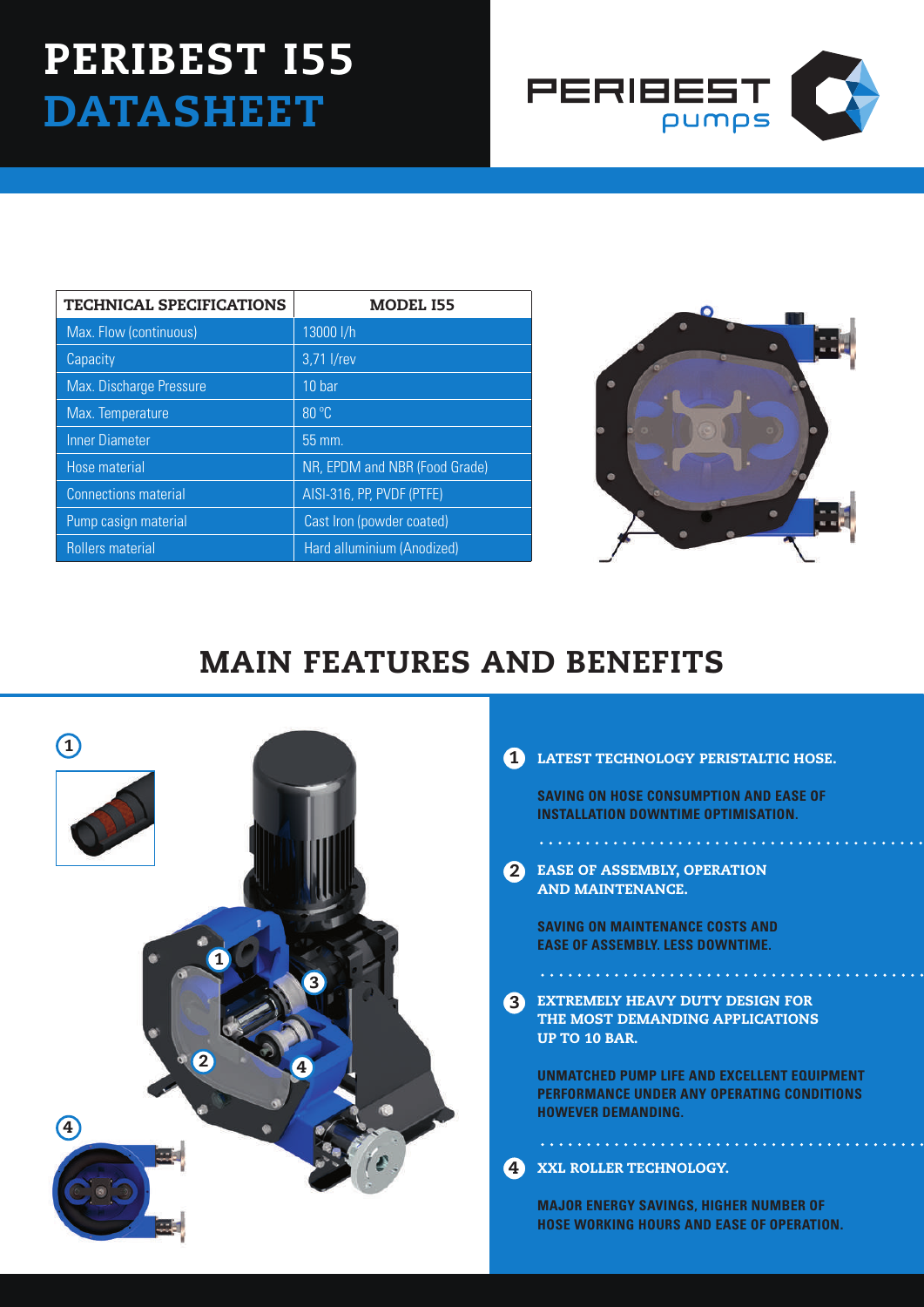# PERIBEST I55 DATASHEET

PERIBEST pumps

| TECHNICAL SPECIFICATIONS | MODEL I55 |
| --- | --- |
| Max. Flow (continuous) | 13000 l/h |
| Capacity | 3,71 l/rev |
| Max. Discharge Pressure | 10 bar |
| Max. Temperature | 80 ºC |
| Inner Diameter | 55 mm. |
| Hose material | NR, EPDM and NBR (Food Grade) |
| Connections material | AISI-316, PP, PVDF (PTFE) |
| Pump casign material | Cast Iron (powder coated) |
| Rollers material | Hard alluminium (Anodized) |

## MAIN FEATURES AND BENEFITS

**1 LATEST TECHNOLOGY PERISTALTIC HOSE.**

SAVING ON HOSE CONSUMPTION AND EASE OF INSTALLATION DOWNTIME OPTIMISATION.

**2 EASE OF ASSEMBLY, OPERATION AND MAINTENANCE.**

SAVING ON MAINTENANCE COSTS AND EASE OF ASSEMBLY. LESS DOWNTIME.

**3 EXTREMELY HEAVY DUTY DESIGN FOR THE MOST DEMANDING APPLICATIONS UP TO 10 BAR.**

UNMATCHED PUMP LIFE AND EXCELLENT EQUIPMENT PERFORMANCE UNDER ANY OPERATING CONDITIONS HOWEVER DEMANDING.

**4 XXL ROLLER TECHNOLOGY.**

MAJOR ENERGY SAVINGS, HIGHER NUMBER OF HOSE WORKING HOURS AND EASE OF OPERATION.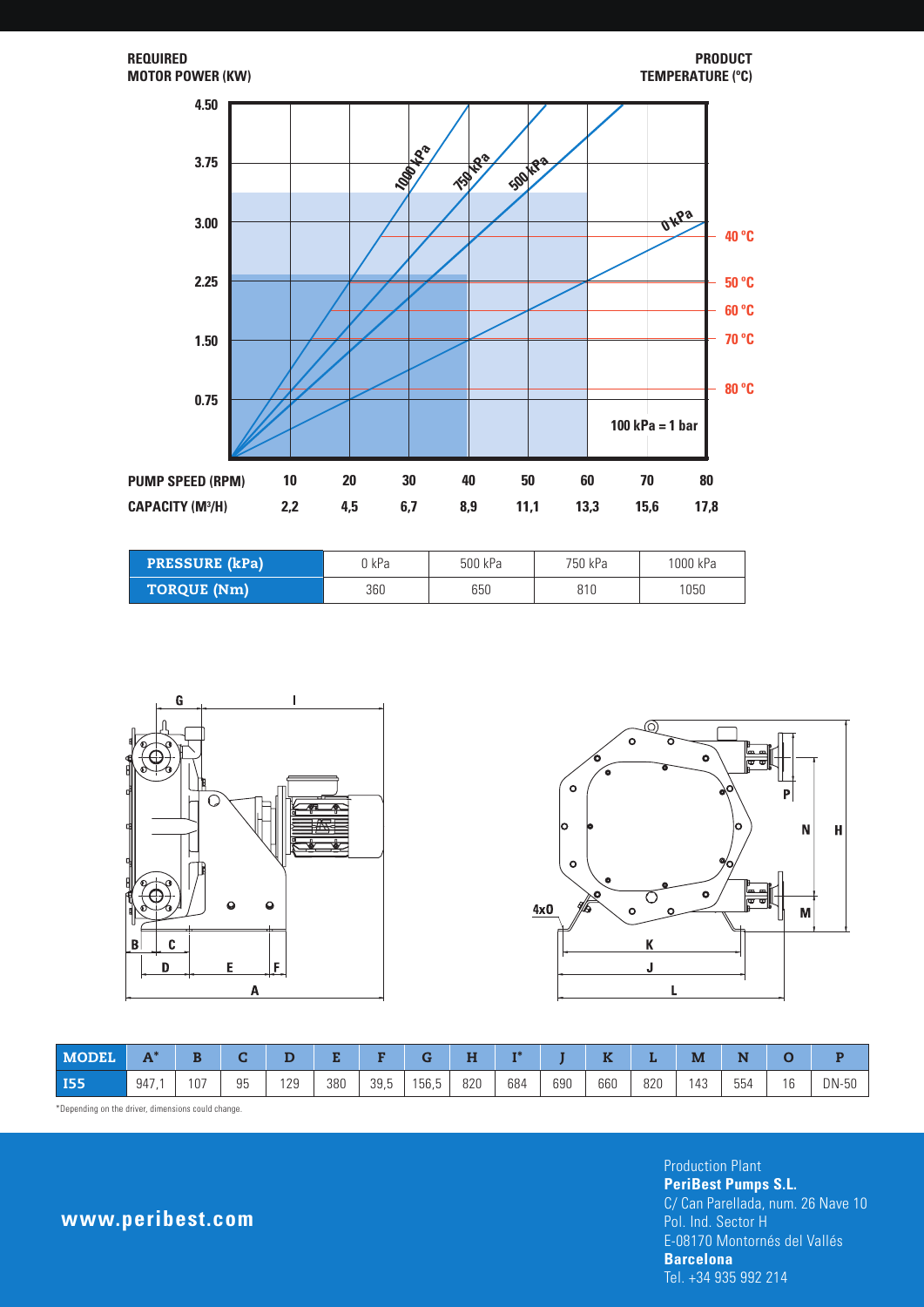REQUIRED MOTOR POWER (KW)

PRODUCT TEMPERATURE (°C)

4.50
3.75
3.00
2.25
1.50
0.75

1000 kPa
750 kPa
500 kPa
0 kPa

40 °C
50 °C
60 °C
70 °C
80 °C

100 kPa = 1 bar

PUMP SPEED (RPM) 10 20 30 40 50 60 70 80

CAPACITY ($M^3/H$) 2,2 4,5 6,7 8,9 11,1 13,3 15,6 17,8

| PRESSURE (kPa) | 0 kPa | 500 kPa | 750 kPa | 1000 kPa |
|---|---|---|---|---|
| TORQUE (Nm) | 360 | 650 | 810 | 1050 |

G I B C D E F A

P N H M 4xO K J L

| MODEL | A* | B | C | D | E | F | G | H | I* | J | K | L | M | N | O | P |
|---|---|---|---|---|---|---|---|---|---|---|---|---|---|---|---|---|
| I55 | 947,1 | 107 | 95 | 129 | 380 | 39,5 | 156,5 | 820 | 684 | 690 | 660 | 820 | 143 | 554 | 16 | DN-50 |

*Depending on the driver, dimensions could change.

**www.peribest.com**

Production Plant
**PeriBest Pumps S.L.**
C/ Can Parellada, num. 26 Nave 10
Pol. Ind. Sector H
E-08170 Montornés del Vallés
**Barcelona**
Tel. +34 935 992 214